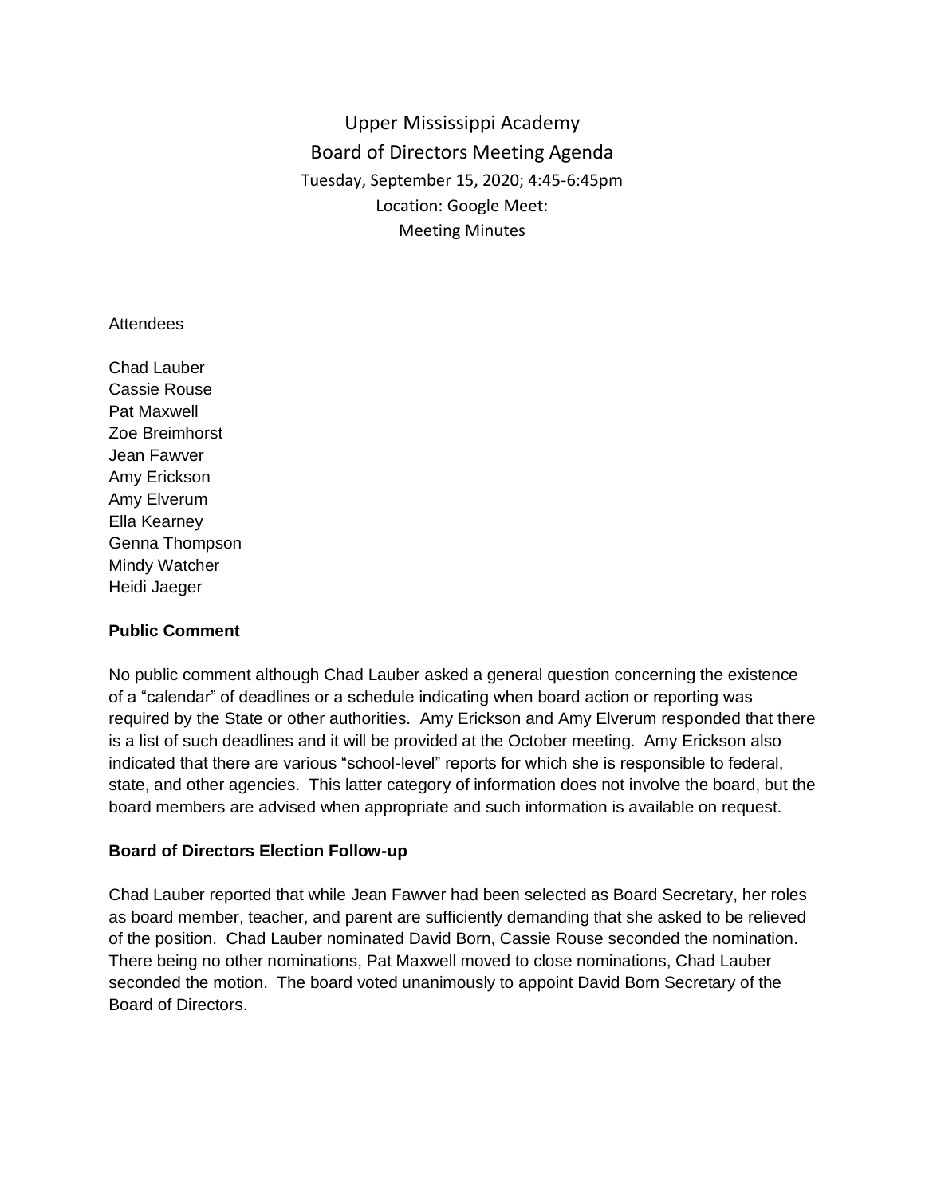# Upper Mississippi Academy
## Board of Directors Meeting Agenda

Tuesday, September 15, 2020; 4:45-6:45pm

Location: Google Meet:

Meeting Minutes

Attendees

Chad Lauber
Cassie Rouse
Pat Maxwell
Zoe Breimhorst
Jean Fawver
Amy Erickson
Amy Elverum
Ella Kearney
Genna Thompson
Mindy Watcher
Heidi Jaeger

**Public Comment**

No public comment although Chad Lauber asked a general question concerning the existence of a "calendar" of deadlines or a schedule indicating when board action or reporting was required by the State or other authorities. Amy Erickson and Amy Elverum responded that there is a list of such deadlines and it will be provided at the October meeting. Amy Erickson also indicated that there are various "school-level" reports for which she is responsible to federal, state, and other agencies. This latter category of information does not involve the board, but the board members are advised when appropriate and such information is available on request.

**Board of Directors Election Follow-up**

Chad Lauber reported that while Jean Fawver had been selected as Board Secretary, her roles as board member, teacher, and parent are sufficiently demanding that she asked to be relieved of the position. Chad Lauber nominated David Born, Cassie Rouse seconded the nomination. There being no other nominations, Pat Maxwell moved to close nominations, Chad Lauber seconded the motion. The board voted unanimously to appoint David Born Secretary of the Board of Directors.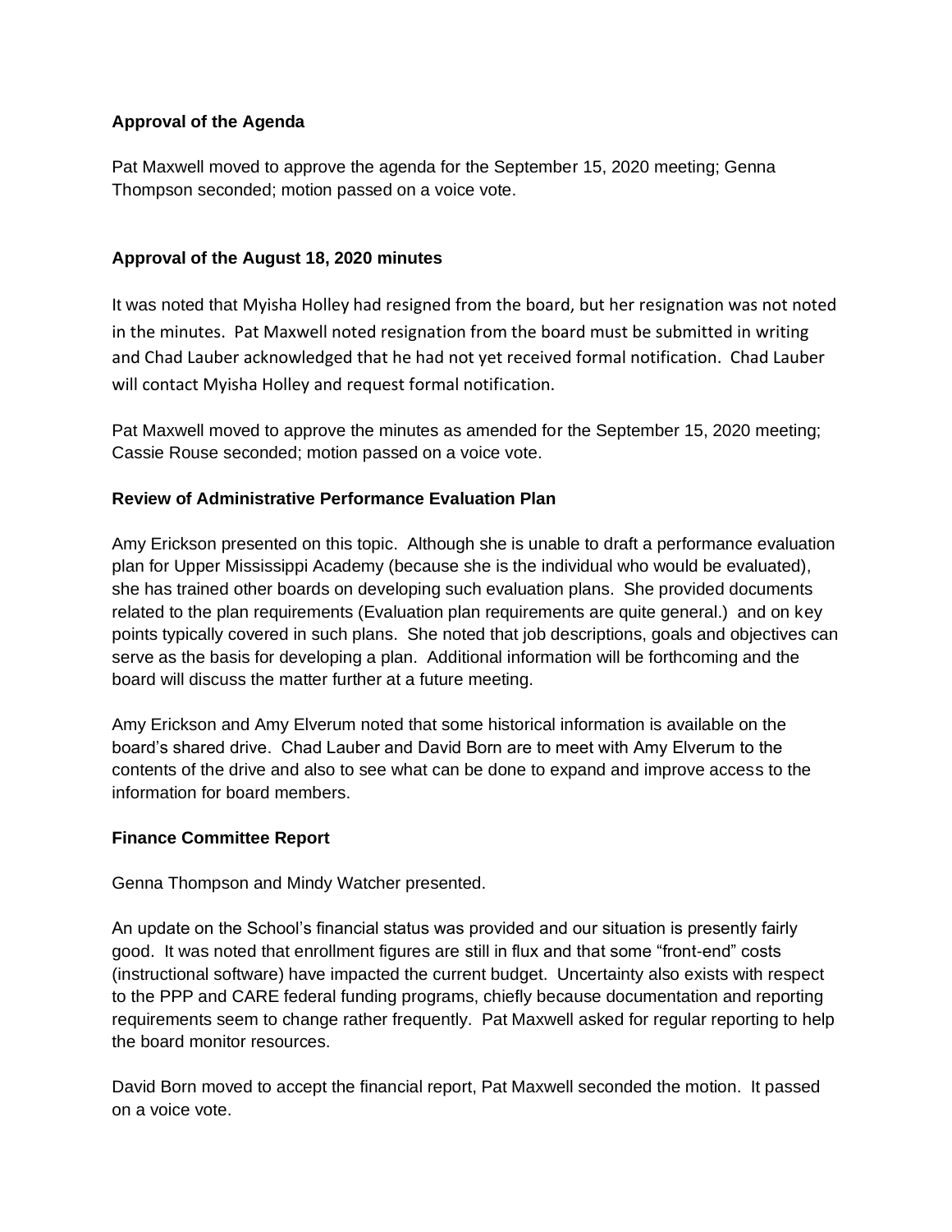**Approval of the Agenda**

Pat Maxwell moved to approve the agenda for the September 15, 2020 meeting; Genna Thompson seconded; motion passed on a voice vote.

**Approval of the August 18, 2020 minutes**

It was noted that Myisha Holley had resigned from the board, but her resignation was not noted in the minutes. Pat Maxwell noted resignation from the board must be submitted in writing and Chad Lauber acknowledged that he had not yet received formal notification. Chad Lauber will contact Myisha Holley and request formal notification.

Pat Maxwell moved to approve the minutes as amended for the September 15, 2020 meeting; Cassie Rouse seconded; motion passed on a voice vote.

**Review of Administrative Performance Evaluation Plan**

Amy Erickson presented on this topic. Although she is unable to draft a performance evaluation plan for Upper Mississippi Academy (because she is the individual who would be evaluated), she has trained other boards on developing such evaluation plans. She provided documents related to the plan requirements (Evaluation plan requirements are quite general.) and on key points typically covered in such plans. She noted that job descriptions, goals and objectives can serve as the basis for developing a plan. Additional information will be forthcoming and the board will discuss the matter further at a future meeting.

Amy Erickson and Amy Elverum noted that some historical information is available on the board's shared drive. Chad Lauber and David Born are to meet with Amy Elverum to the contents of the drive and also to see what can be done to expand and improve access to the information for board members.

**Finance Committee Report**

Genna Thompson and Mindy Watcher presented.

An update on the School's financial status was provided and our situation is presently fairly good. It was noted that enrollment figures are still in flux and that some "front-end" costs (instructional software) have impacted the current budget. Uncertainty also exists with respect to the PPP and CARE federal funding programs, chiefly because documentation and reporting requirements seem to change rather frequently. Pat Maxwell asked for regular reporting to help the board monitor resources.

David Born moved to accept the financial report, Pat Maxwell seconded the motion. It passed on a voice vote.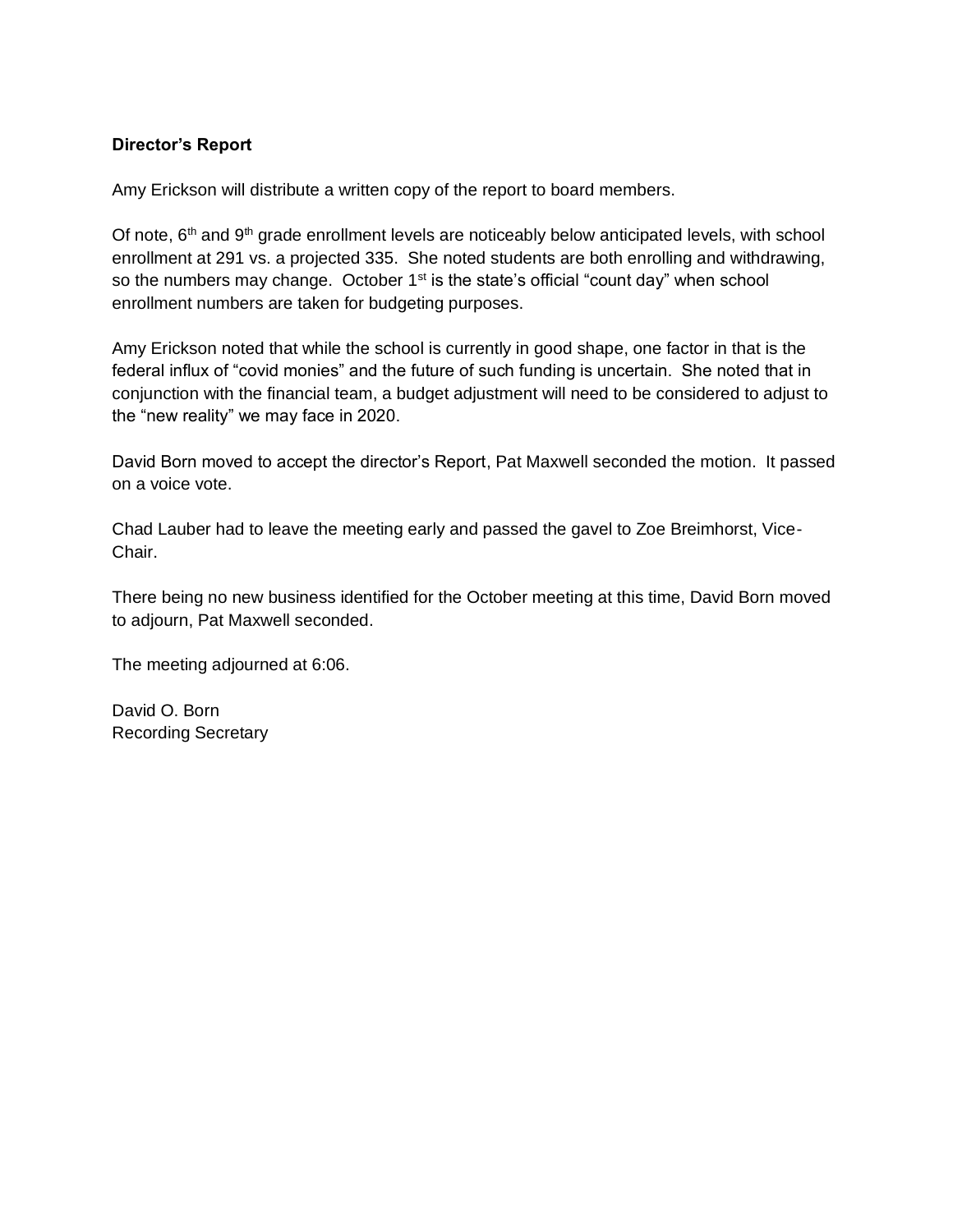**Director's Report**

Amy Erickson will distribute a written copy of the report to board members.

Of note, 6th and 9th grade enrollment levels are noticeably below anticipated levels, with school enrollment at 291 vs. a projected 335. She noted students are both enrolling and withdrawing, so the numbers may change. October 1st is the state's official "count day" when school enrollment numbers are taken for budgeting purposes.

Amy Erickson noted that while the school is currently in good shape, one factor in that is the federal influx of "covid monies" and the future of such funding is uncertain. She noted that in conjunction with the financial team, a budget adjustment will need to be considered to adjust to the "new reality" we may face in 2020.

David Born moved to accept the director's Report, Pat Maxwell seconded the motion. It passed on a voice vote.

Chad Lauber had to leave the meeting early and passed the gavel to Zoe Breimhorst, Vice-Chair.

There being no new business identified for the October meeting at this time, David Born moved to adjourn, Pat Maxwell seconded.

The meeting adjourned at 6:06.

David O. Born
Recording Secretary